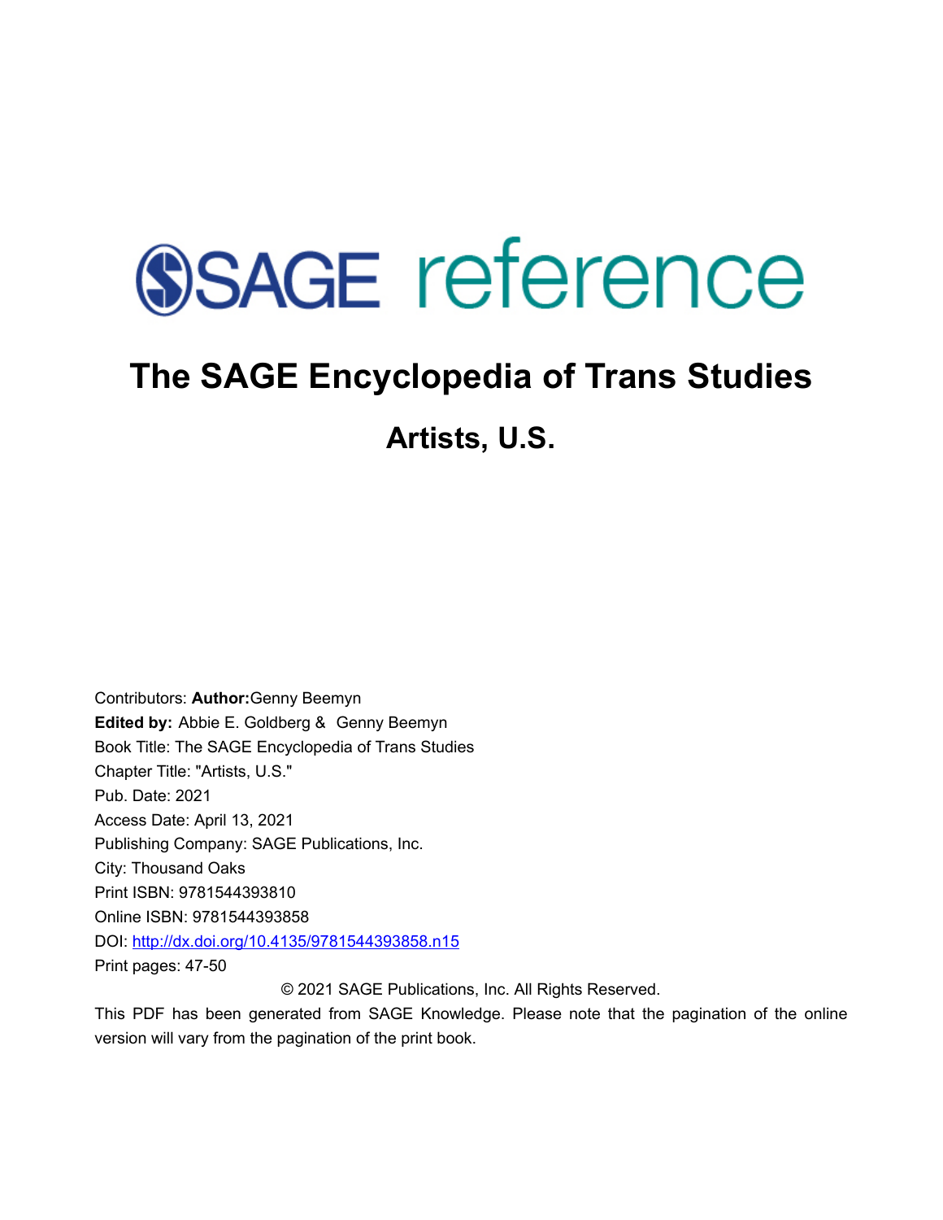SAGE reference

# The SAGE Encyclopedia of Trans Studies

## Artists, U.S.

Contributors: **Author:**Genny Beemyn
**Edited by:** Abbie E. Goldberg & Genny Beemyn
Book Title: The SAGE Encyclopedia of Trans Studies
Chapter Title: "Artists, U.S."
Pub. Date: 2021
Access Date: April 13, 2021
Publishing Company: SAGE Publications, Inc.
City: Thousand Oaks
Print ISBN: 9781544393810
Online ISBN: 9781544393858
DOI: http://dx.doi.org/10.4135/9781544393858.n15
Print pages: 47-50

© 2021 SAGE Publications, Inc. All Rights Reserved.

This PDF has been generated from SAGE Knowledge. Please note that the pagination of the online version will vary from the pagination of the print book.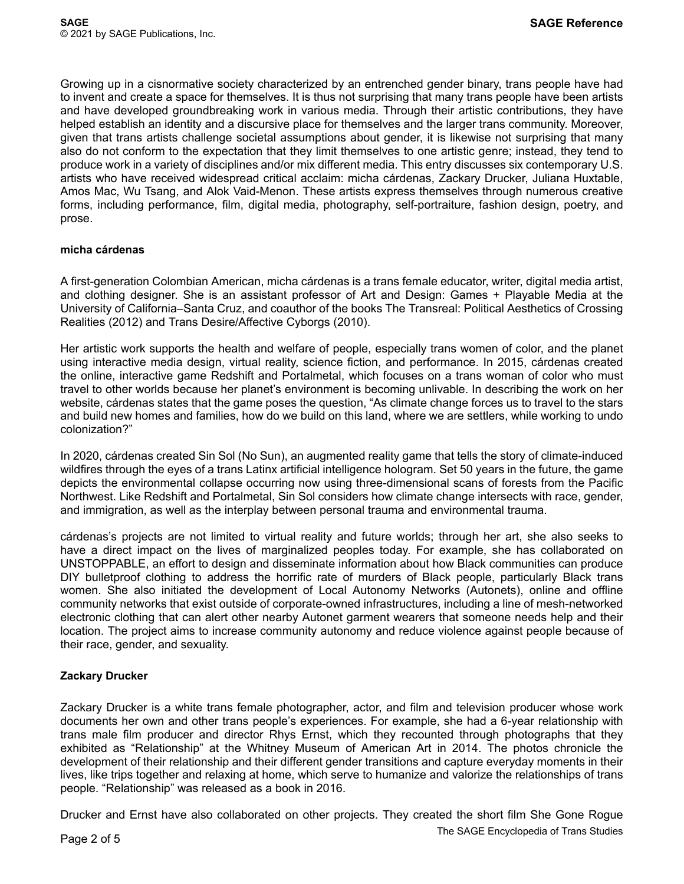Growing up in a cisnormative society characterized by an entrenched gender binary, trans people have had to invent and create a space for themselves. It is thus not surprising that many trans people have been artists and have developed groundbreaking work in various media. Through their artistic contributions, they have helped establish an identity and a discursive place for themselves and the larger trans community. Moreover, given that trans artists challenge societal assumptions about gender, it is likewise not surprising that many also do not conform to the expectation that they limit themselves to one artistic genre; instead, they tend to produce work in a variety of disciplines and/or mix different media. This entry discusses six contemporary U.S. artists who have received widespread critical acclaim: micha cárdenas, Zackary Drucker, Juliana Huxtable, Amos Mac, Wu Tsang, and Alok Vaid-Menon. These artists express themselves through numerous creative forms, including performance, film, digital media, photography, self-portraiture, fashion design, poetry, and prose.

**micha cárdenas**

A first-generation Colombian American, micha cárdenas is a trans female educator, writer, digital media artist, and clothing designer. She is an assistant professor of Art and Design: Games + Playable Media at the University of California–Santa Cruz, and coauthor of the books The Transreal: Political Aesthetics of Crossing Realities (2012) and Trans Desire/Affective Cyborgs (2010).

Her artistic work supports the health and welfare of people, especially trans women of color, and the planet using interactive media design, virtual reality, science fiction, and performance. In 2015, cárdenas created the online, interactive game Redshift and Portalmetal, which focuses on a trans woman of color who must travel to other worlds because her planet's environment is becoming unlivable. In describing the work on her website, cárdenas states that the game poses the question, "As climate change forces us to travel to the stars and build new homes and families, how do we build on this land, where we are settlers, while working to undo colonization?"

In 2020, cárdenas created Sin Sol (No Sun), an augmented reality game that tells the story of climate-induced wildfires through the eyes of a trans Latinx artificial intelligence hologram. Set 50 years in the future, the game depicts the environmental collapse occurring now using three-dimensional scans of forests from the Pacific Northwest. Like Redshift and Portalmetal, Sin Sol considers how climate change intersects with race, gender, and immigration, as well as the interplay between personal trauma and environmental trauma.

cárdenas's projects are not limited to virtual reality and future worlds; through her art, she also seeks to have a direct impact on the lives of marginalized peoples today. For example, she has collaborated on UNSTOPPABLE, an effort to design and disseminate information about how Black communities can produce DIY bulletproof clothing to address the horrific rate of murders of Black people, particularly Black trans women. She also initiated the development of Local Autonomy Networks (Autonets), online and offline community networks that exist outside of corporate-owned infrastructures, including a line of mesh-networked electronic clothing that can alert other nearby Autonet garment wearers that someone needs help and their location. The project aims to increase community autonomy and reduce violence against people because of their race, gender, and sexuality.

**Zackary Drucker**

Zackary Drucker is a white trans female photographer, actor, and film and television producer whose work documents her own and other trans people's experiences. For example, she had a 6-year relationship with trans male film producer and director Rhys Ernst, which they recounted through photographs that they exhibited as "Relationship" at the Whitney Museum of American Art in 2014. The photos chronicle the development of their relationship and their different gender transitions and capture everyday moments in their lives, like trips together and relaxing at home, which serve to humanize and valorize the relationships of trans people. "Relationship" was released as a book in 2016.

Drucker and Ernst have also collaborated on other projects. They created the short film She Gone Rogue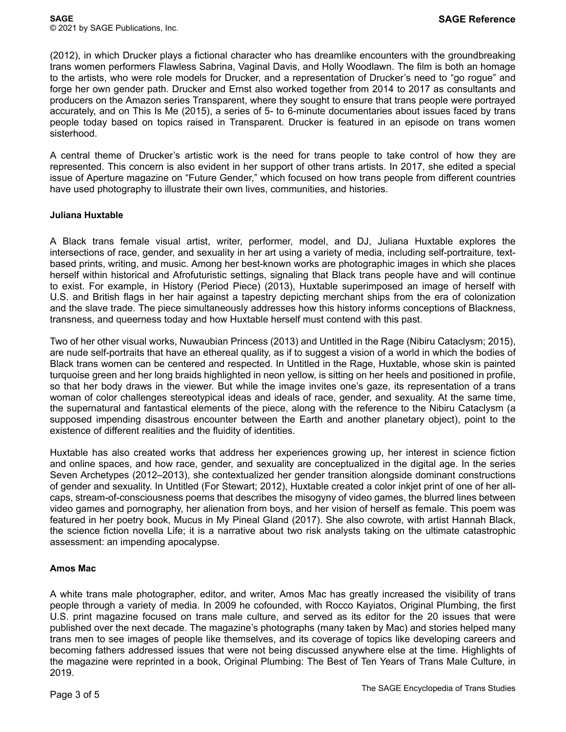(2012), in which Drucker plays a fictional character who has dreamlike encounters with the groundbreaking trans women performers Flawless Sabrina, Vaginal Davis, and Holly Woodlawn. The film is both an homage to the artists, who were role models for Drucker, and a representation of Drucker's need to "go rogue" and forge her own gender path. Drucker and Ernst also worked together from 2014 to 2017 as consultants and producers on the Amazon series Transparent, where they sought to ensure that trans people were portrayed accurately, and on This Is Me (2015), a series of 5- to 6-minute documentaries about issues faced by trans people today based on topics raised in Transparent. Drucker is featured in an episode on trans women sisterhood.

A central theme of Drucker's artistic work is the need for trans people to take control of how they are represented. This concern is also evident in her support of other trans artists. In 2017, she edited a special issue of Aperture magazine on "Future Gender," which focused on how trans people from different countries have used photography to illustrate their own lives, communities, and histories.

**Juliana Huxtable**

A Black trans female visual artist, writer, performer, model, and DJ, Juliana Huxtable explores the intersections of race, gender, and sexuality in her art using a variety of media, including self-portraiture, text-based prints, writing, and music. Among her best-known works are photographic images in which she places herself within historical and Afrofuturistic settings, signaling that Black trans people have and will continue to exist. For example, in History (Period Piece) (2013), Huxtable superimposed an image of herself with U.S. and British flags in her hair against a tapestry depicting merchant ships from the era of colonization and the slave trade. The piece simultaneously addresses how this history informs conceptions of Blackness, transness, and queerness today and how Huxtable herself must contend with this past.

Two of her other visual works, Nuwaubian Princess (2013) and Untitled in the Rage (Nibiru Cataclysm; 2015), are nude self-portraits that have an ethereal quality, as if to suggest a vision of a world in which the bodies of Black trans women can be centered and respected. In Untitled in the Rage, Huxtable, whose skin is painted turquoise green and her long braids highlighted in neon yellow, is sitting on her heels and positioned in profile, so that her body draws in the viewer. But while the image invites one's gaze, its representation of a trans woman of color challenges stereotypical ideas and ideals of race, gender, and sexuality. At the same time, the supernatural and fantastical elements of the piece, along with the reference to the Nibiru Cataclysm (a supposed impending disastrous encounter between the Earth and another planetary object), point to the existence of different realities and the fluidity of identities.

Huxtable has also created works that address her experiences growing up, her interest in science fiction and online spaces, and how race, gender, and sexuality are conceptualized in the digital age. In the series Seven Archetypes (2012–2013), she contextualized her gender transition alongside dominant constructions of gender and sexuality. In Untitled (For Stewart; 2012), Huxtable created a color inkjet print of one of her all-caps, stream-of-consciousness poems that describes the misogyny of video games, the blurred lines between video games and pornography, her alienation from boys, and her vision of herself as female. This poem was featured in her poetry book, Mucus in My Pineal Gland (2017). She also cowrote, with artist Hannah Black, the science fiction novella Life; it is a narrative about two risk analysts taking on the ultimate catastrophic assessment: an impending apocalypse.

**Amos Mac**

A white trans male photographer, editor, and writer, Amos Mac has greatly increased the visibility of trans people through a variety of media. In 2009 he cofounded, with Rocco Kayiatos, Original Plumbing, the first U.S. print magazine focused on trans male culture, and served as its editor for the 20 issues that were published over the next decade. The magazine's photographs (many taken by Mac) and stories helped many trans men to see images of people like themselves, and its coverage of topics like developing careers and becoming fathers addressed issues that were not being discussed anywhere else at the time. Highlights of the magazine were reprinted in a book, Original Plumbing: The Best of Ten Years of Trans Male Culture, in 2019.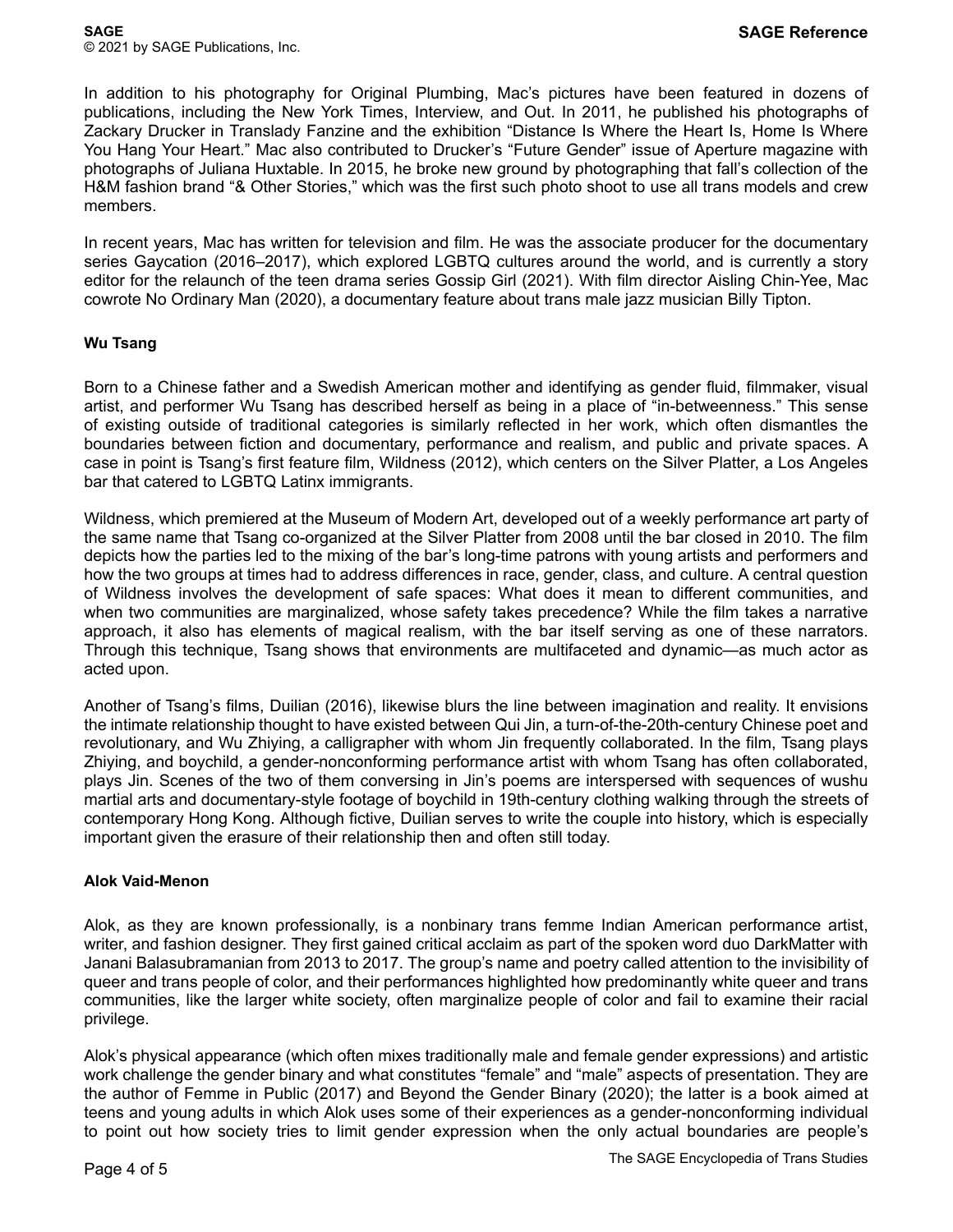In addition to his photography for Original Plumbing, Mac's pictures have been featured in dozens of publications, including the New York Times, Interview, and Out. In 2011, he published his photographs of Zackary Drucker in Translady Fanzine and the exhibition "Distance Is Where the Heart Is, Home Is Where You Hang Your Heart." Mac also contributed to Drucker's "Future Gender" issue of Aperture magazine with photographs of Juliana Huxtable. In 2015, he broke new ground by photographing that fall's collection of the H&M fashion brand "& Other Stories," which was the first such photo shoot to use all trans models and crew members.

In recent years, Mac has written for television and film. He was the associate producer for the documentary series Gaycation (2016–2017), which explored LGBTQ cultures around the world, and is currently a story editor for the relaunch of the teen drama series Gossip Girl (2021). With film director Aisling Chin-Yee, Mac cowrote No Ordinary Man (2020), a documentary feature about trans male jazz musician Billy Tipton.

**Wu Tsang**

Born to a Chinese father and a Swedish American mother and identifying as gender fluid, filmmaker, visual artist, and performer Wu Tsang has described herself as being in a place of "in-betweenness." This sense of existing outside of traditional categories is similarly reflected in her work, which often dismantles the boundaries between fiction and documentary, performance and realism, and public and private spaces. A case in point is Tsang's first feature film, Wildness (2012), which centers on the Silver Platter, a Los Angeles bar that catered to LGBTQ Latinx immigrants.

Wildness, which premiered at the Museum of Modern Art, developed out of a weekly performance art party of the same name that Tsang co-organized at the Silver Platter from 2008 until the bar closed in 2010. The film depicts how the parties led to the mixing of the bar's long-time patrons with young artists and performers and how the two groups at times had to address differences in race, gender, class, and culture. A central question of Wildness involves the development of safe spaces: What does it mean to different communities, and when two communities are marginalized, whose safety takes precedence? While the film takes a narrative approach, it also has elements of magical realism, with the bar itself serving as one of these narrators. Through this technique, Tsang shows that environments are multifaceted and dynamic—as much actor as acted upon.

Another of Tsang's films, Duilian (2016), likewise blurs the line between imagination and reality. It envisions the intimate relationship thought to have existed between Qui Jin, a turn-of-the-20th-century Chinese poet and revolutionary, and Wu Zhiying, a calligrapher with whom Jin frequently collaborated. In the film, Tsang plays Zhiying, and boychild, a gender-nonconforming performance artist with whom Tsang has often collaborated, plays Jin. Scenes of the two of them conversing in Jin's poems are interspersed with sequences of wushu martial arts and documentary-style footage of boychild in 19th-century clothing walking through the streets of contemporary Hong Kong. Although fictive, Duilian serves to write the couple into history, which is especially important given the erasure of their relationship then and often still today.

**Alok Vaid-Menon**

Alok, as they are known professionally, is a nonbinary trans femme Indian American performance artist, writer, and fashion designer. They first gained critical acclaim as part of the spoken word duo DarkMatter with Janani Balasubramanian from 2013 to 2017. The group's name and poetry called attention to the invisibility of queer and trans people of color, and their performances highlighted how predominantly white queer and trans communities, like the larger white society, often marginalize people of color and fail to examine their racial privilege.

Alok's physical appearance (which often mixes traditionally male and female gender expressions) and artistic work challenge the gender binary and what constitutes "female" and "male" aspects of presentation. They are the author of Femme in Public (2017) and Beyond the Gender Binary (2020); the latter is a book aimed at teens and young adults in which Alok uses some of their experiences as a gender-nonconforming individual to point out how society tries to limit gender expression when the only actual boundaries are people's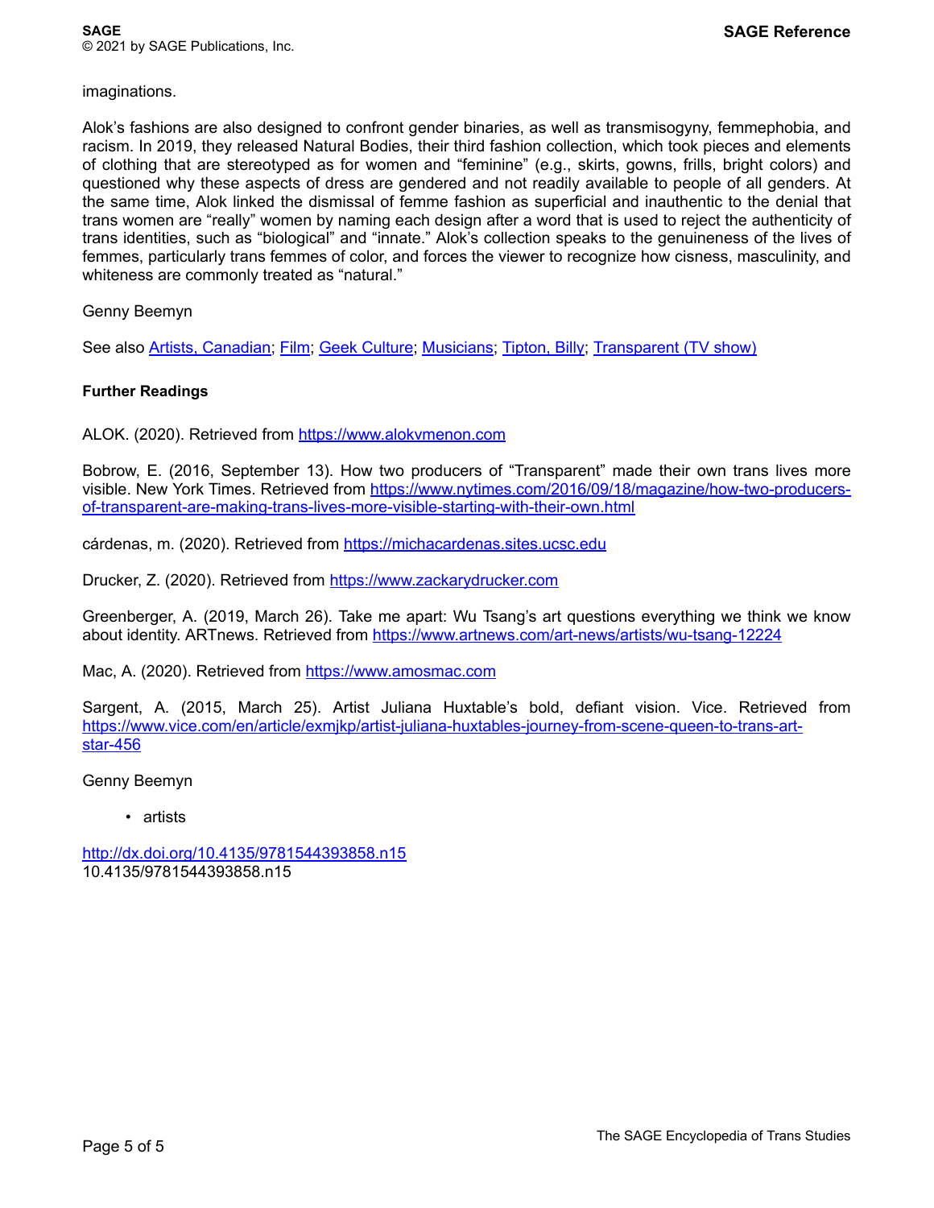imaginations.

Alok's fashions are also designed to confront gender binaries, as well as transmisogyny, femmephobia, and racism. In 2019, they released Natural Bodies, their third fashion collection, which took pieces and elements of clothing that are stereotyped as for women and "feminine" (e.g., skirts, gowns, frills, bright colors) and questioned why these aspects of dress are gendered and not readily available to people of all genders. At the same time, Alok linked the dismissal of femme fashion as superficial and inauthentic to the denial that trans women are "really" women by naming each design after a word that is used to reject the authenticity of trans identities, such as "biological" and "innate." Alok's collection speaks to the genuineness of the lives of femmes, particularly trans femmes of color, and forces the viewer to recognize how cisness, masculinity, and whiteness are commonly treated as "natural."

Genny Beemyn

See also Artists, Canadian; Film; Geek Culture; Musicians; Tipton, Billy; Transparent (TV show)

### Further Readings

ALOK. (2020). Retrieved from https://www.alokvmenon.com

Bobrow, E. (2016, September 13). How two producers of "Transparent" made their own trans lives more visible. New York Times. Retrieved from https://www.nytimes.com/2016/09/18/magazine/how-two-producers-of-transparent-are-making-trans-lives-more-visible-starting-with-their-own.html

cárdenas, m. (2020). Retrieved from https://michacardenas.sites.ucsc.edu

Drucker, Z. (2020). Retrieved from https://www.zackarydrucker.com

Greenberger, A. (2019, March 26). Take me apart: Wu Tsang's art questions everything we think we know about identity. ARTnews. Retrieved from https://www.artnews.com/art-news/artists/wu-tsang-12224

Mac, A. (2020). Retrieved from https://www.amosmac.com

Sargent, A. (2015, March 25). Artist Juliana Huxtable's bold, defiant vision. Vice. Retrieved from https://www.vice.com/en/article/exmjkp/artist-juliana-huxtables-journey-from-scene-queen-to-trans-art-star-456

Genny Beemyn

- artists

http://dx.doi.org/10.4135/9781544393858.n15
10.4135/9781544393858.n15